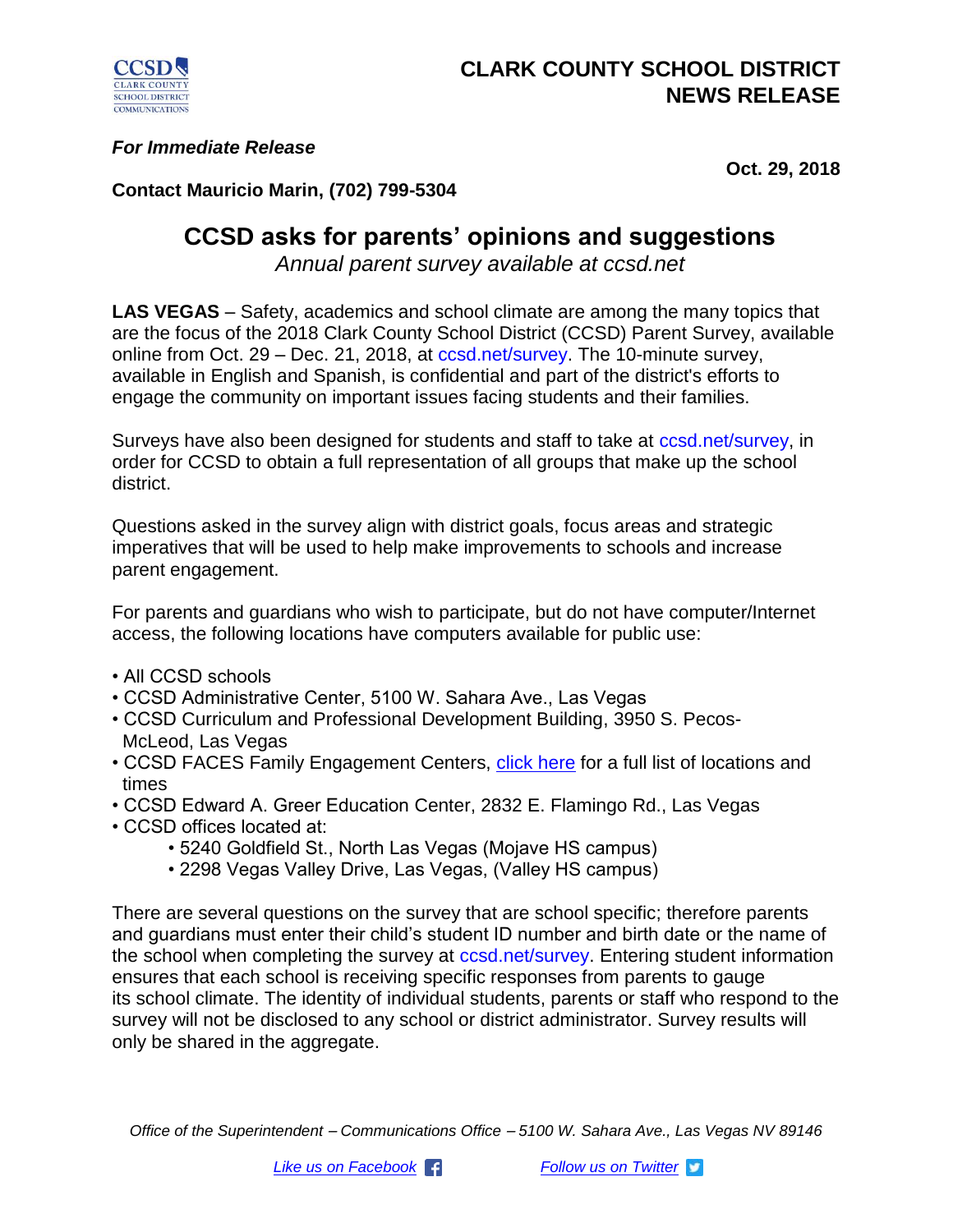CCSD
CLARK COUNTY SCHOOL DISTRICT COMMUNICATIONS

# CLARK COUNTY SCHOOL DISTRICT NEWS RELEASE

***For Immediate Release***

**Oct. 29, 2018**

**Contact Mauricio Marin, (702) 799-5304**

## CCSD asks for parents' opinions and suggestions

*Annual parent survey available at ccsd.net*

**LAS VEGAS** – Safety, academics and school climate are among the many topics that are the focus of the 2018 Clark County School District (CCSD) Parent Survey, available online from Oct. 29 – Dec. 21, 2018, at ccsd.net/survey. The 10-minute survey, available in English and Spanish, is confidential and part of the district's efforts to engage the community on important issues facing students and their families.

Surveys have also been designed for students and staff to take at ccsd.net/survey, in order for CCSD to obtain a full representation of all groups that make up the school district.

Questions asked in the survey align with district goals, focus areas and strategic imperatives that will be used to help make improvements to schools and increase parent engagement.

For parents and guardians who wish to participate, but do not have computer/Internet access, the following locations have computers available for public use:

- All CCSD schools
- CCSD Administrative Center, 5100 W. Sahara Ave., Las Vegas
- CCSD Curriculum and Professional Development Building, 3950 S. Pecos-McLeod, Las Vegas
- CCSD FACES Family Engagement Centers, click here for a full list of locations and times
- CCSD Edward A. Greer Education Center, 2832 E. Flamingo Rd., Las Vegas
- CCSD offices located at:
  - 5240 Goldfield St., North Las Vegas (Mojave HS campus)
  - 2298 Vegas Valley Drive, Las Vegas, (Valley HS campus)

There are several questions on the survey that are school specific; therefore parents and guardians must enter their child's student ID number and birth date or the name of the school when completing the survey at ccsd.net/survey. Entering student information ensures that each school is receiving specific responses from parents to gauge its school climate. The identity of individual students, parents or staff who respond to the survey will not be disclosed to any school or district administrator. Survey results will only be shared in the aggregate.

*Office of the Superintendent – Communications Office – 5100 W. Sahara Ave., Las Vegas NV 89146*

*Like us on Facebook* *Follow us on Twitter*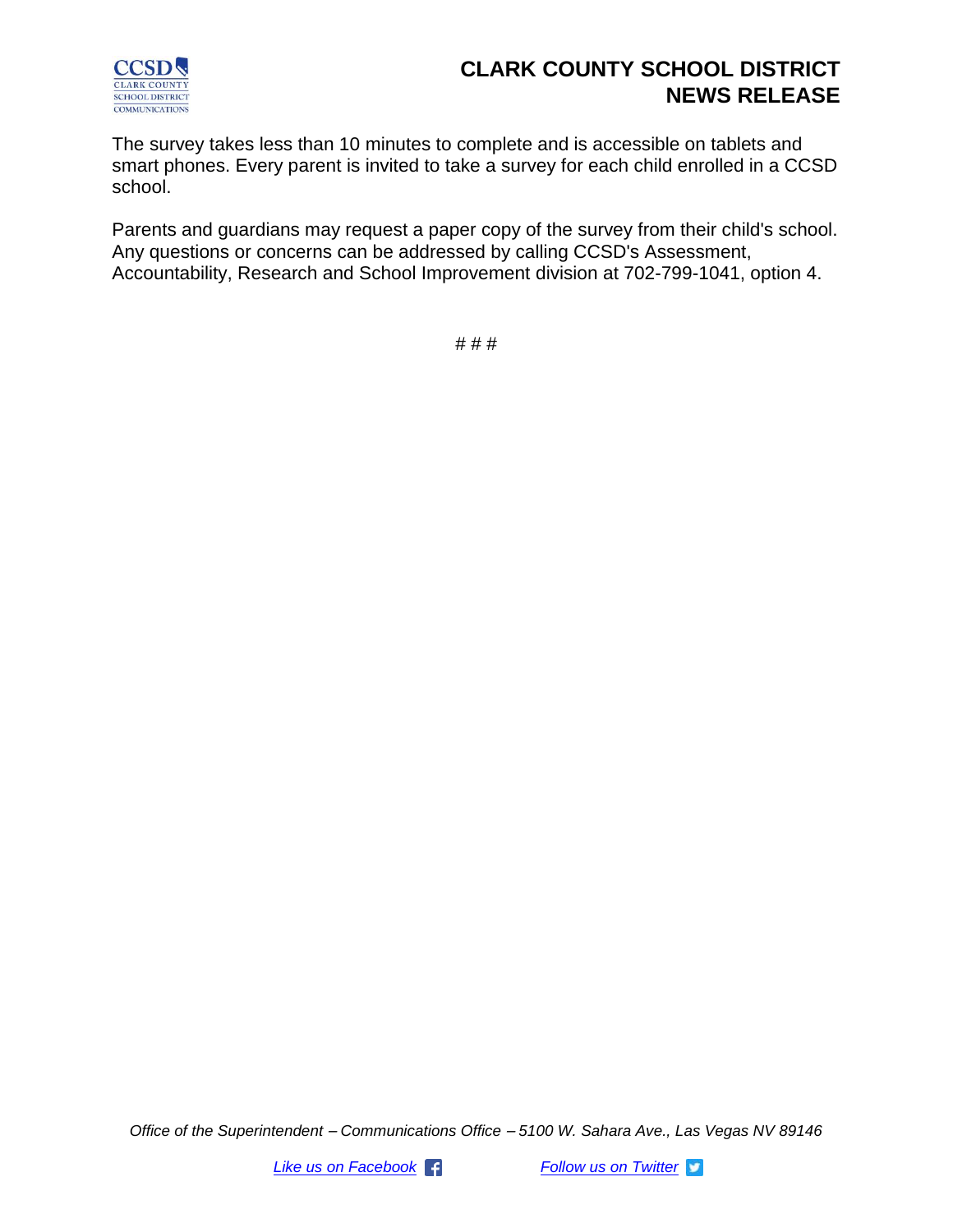The survey takes less than 10 minutes to complete and is accessible on tablets and smart phones. Every parent is invited to take a survey for each child enrolled in a CCSD school.

Parents and guardians may request a paper copy of the survey from their child's school. Any questions or concerns can be addressed by calling CCSD's Assessment, Accountability, Research and School Improvement division at 702-799-1041, option 4.

# # #